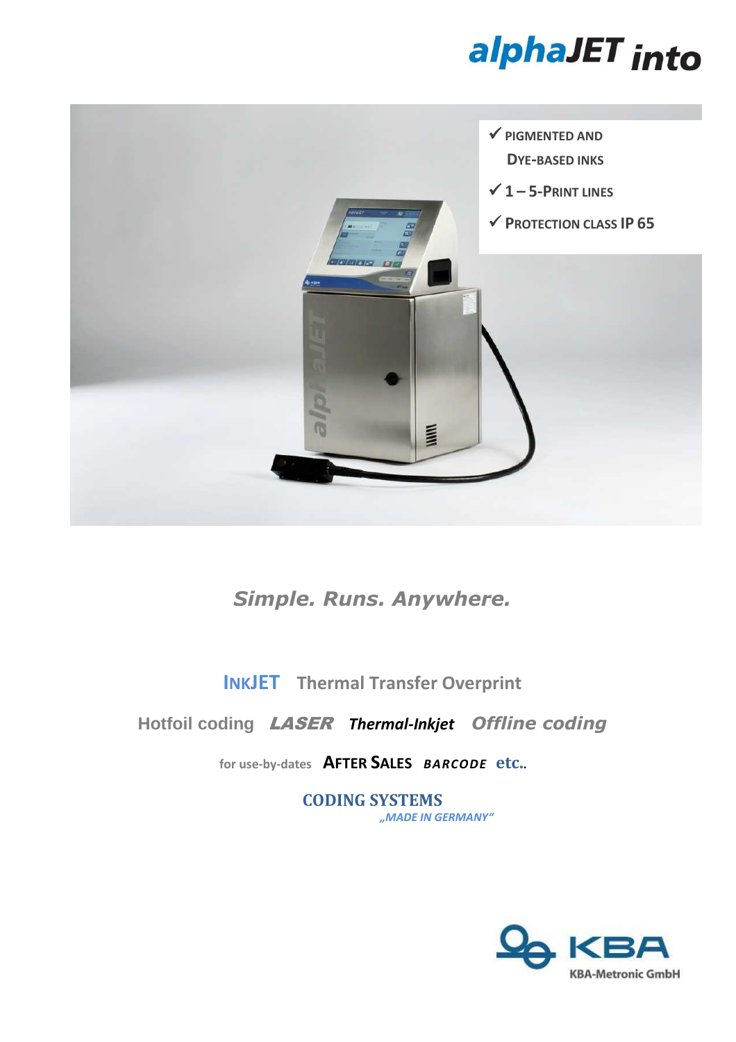# alphaJET into

- ✓ PIGMENTED AND DYE-BASED INKS
- ✓ 1 – 5-PRINT LINES
- ✓ PROTECTION CLASS IP 65

*Simple. Runs. Anywhere.*

**INKJET** Thermal Transfer Overprint

Hotfoil coding ***LASER*** ***Thermal-Inkjet*** ***Offline coding***

for use-by-dates **AFTER SALES** ***BARCODE*** **etc.**.

**CODING SYSTEMS**

*„MADE IN GERMANY"*

KBA

KBA-Metronic GmbH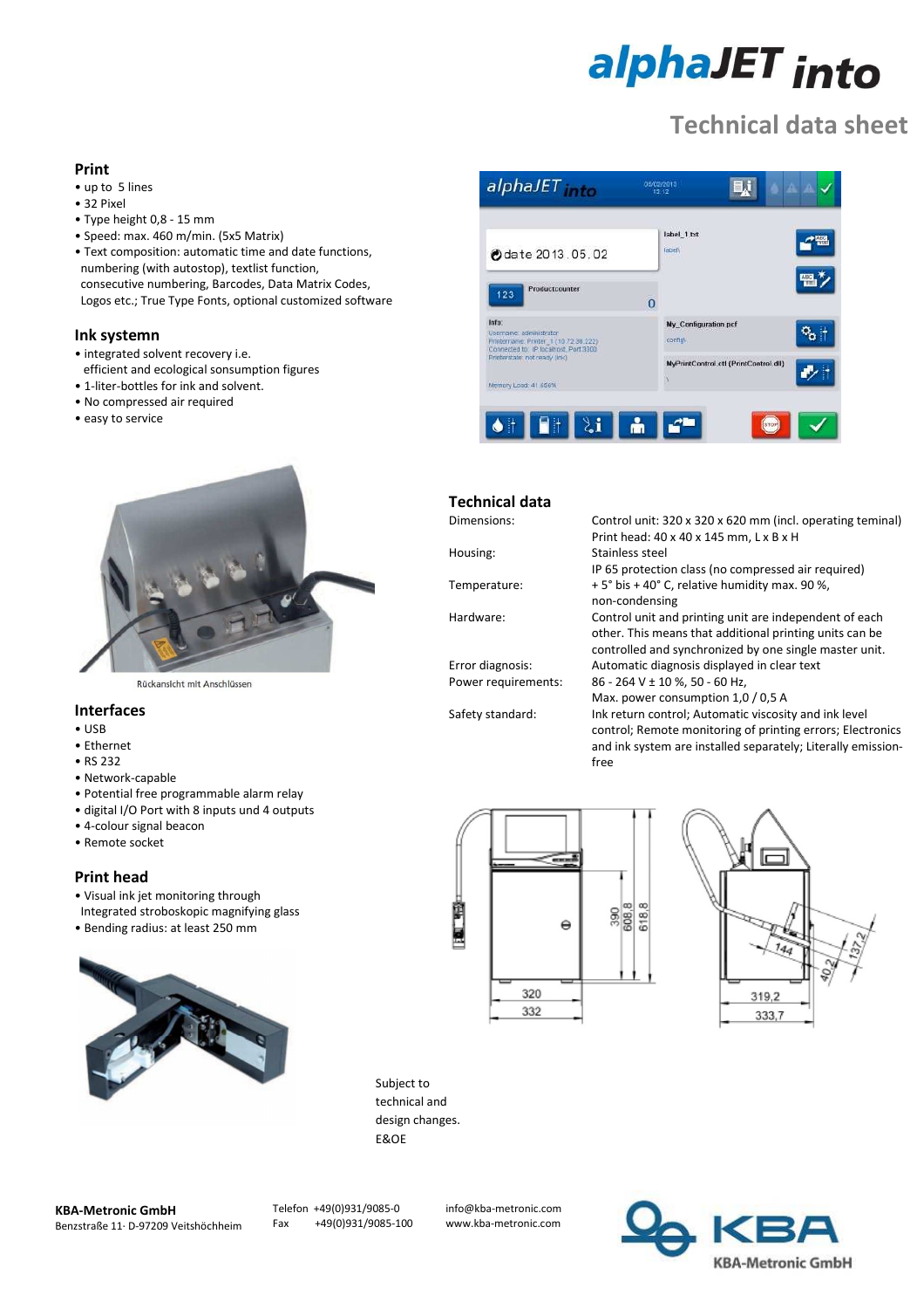# alphaJET into

## Technical data sheet

### Print

- up to 5 lines
- 32 Pixel
- Type height 0,8 - 15 mm
- Speed: max. 460 m/min. (5x5 Matrix)
- Text composition: automatic time and date functions, numbering (with autostop), textlist function, consecutive numbering, Barcodes, Data Matrix Codes, Logos etc.; True Type Fonts, optional customized software

### Ink systemn

- integrated solvent recovery i.e. efficient and ecological sonsumption figures
- 1-liter-bottles for ink and solvent.
- No compressed air required
- easy to service

Rückansicht mit Anschlüssen

### Interfaces

- USB
- Ethernet
- RS 232
- Network-capable
- Potential free programmable alarm relay
- digital I/O Port with 8 inputs und 4 outputs
- 4-colour signal beacon
- Remote socket

### Print head

- Visual ink jet monitoring through Integrated stroboskopic magnifying glass
- Bending radius: at least 250 mm

### Technical data

| | |
|---|---|
| Dimensions: | Control unit: 320 x 320 x 620 mm (incl. operating teminal) Print head: 40 x 40 x 145 mm, L x B x H |
| Housing: | Stainless steel IP 65 protection class (no compressed air required) |
| Temperature: | + 5° bis + 40° C, relative humidity max. 90 %, non-condensing |
| Hardware: | Control unit and printing unit are independent of each other. This means that additional printing units can be controlled and synchronized by one single master unit. |
| Error diagnosis: | Automatic diagnosis displayed in clear text |
| Power requirements: | 86 - 264 V ± 10 %, 50 - 60 Hz, Max. power consumption 1,0 / 0,5 A |
| Safety standard: | Ink return control; Automatic viscosity and ink level control; Remote monitoring of printing errors; Electronics and ink system are installed separately; Literally emission-free |

390
608,8
618,8
320
332
144
40,2
137,2
319,2
333,7

Subject to technical and design changes. E&OE

**KBA-Metronic GmbH**
Benzstraße 11· D-97209 Veitshöchheim

Telefon +49(0)931/9085-0
Fax +49(0)931/9085-100

info@kba-metronic.com
www.kba-metronic.com

KBA
KBA-Metronic GmbH